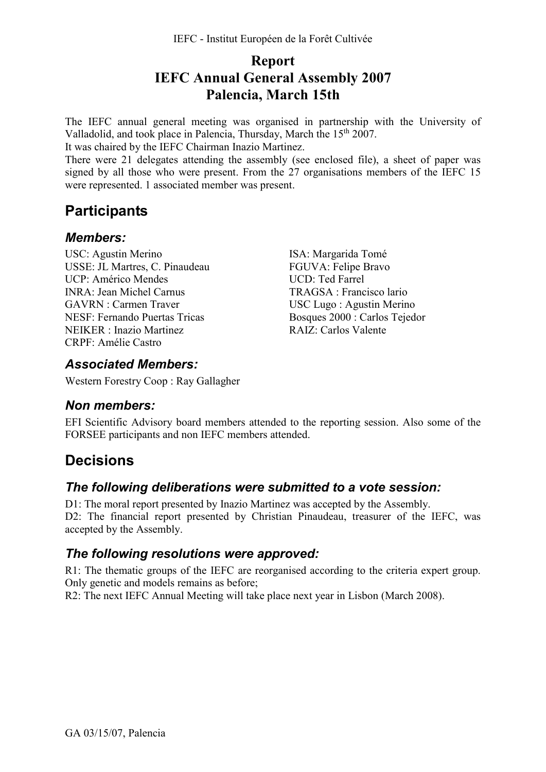# Report
# IEFC Annual General Assembly 2007
# Palencia, March 15th

The IEFC annual general meeting was organised in partnership with the University of Valladolid, and took place in Palencia, Thursday, March the 15th 2007.
It was chaired by the IEFC Chairman Inazio Martinez.
There were 21 delegates attending the assembly (see enclosed file), a sheet of paper was signed by all those who were present. From the 27 organisations members of the IEFC 15 were represented. 1 associated member was present.

## Participants

### *Members:*

USC: Agustin Merino
USSE: JL Martres, C. Pinaudeau
UCP: Américo Mendes
INRA: Jean Michel Carnus
GAVRN : Carmen Traver
NESF: Fernando Puertas Tricas
NEIKER : Inazio Martinez
CRPF: Amélie Castro
ISA: Margarida Tomé
FGUVA: Felipe Bravo
UCD: Ted Farrel
TRAGSA : Francisco lario
USC Lugo : Agustin Merino
Bosques 2000 : Carlos Tejedor
RAIZ: Carlos Valente

### *Associated Members:*

Western Forestry Coop : Ray Gallagher

### *Non members:*

EFI Scientific Advisory board members attended to the reporting session. Also some of the FORSEE participants and non IEFC members attended.

## Decisions

### *The following deliberations were submitted to a vote session:*

D1: The moral report presented by Inazio Martinez was accepted by the Assembly.
D2: The financial report presented by Christian Pinaudeau, treasurer of the IEFC, was accepted by the Assembly.

### *The following resolutions were approved:*

R1: The thematic groups of the IEFC are reorganised according to the criteria expert group. Only genetic and models remains as before;
R2: The next IEFC Annual Meeting will take place next year in Lisbon (March 2008).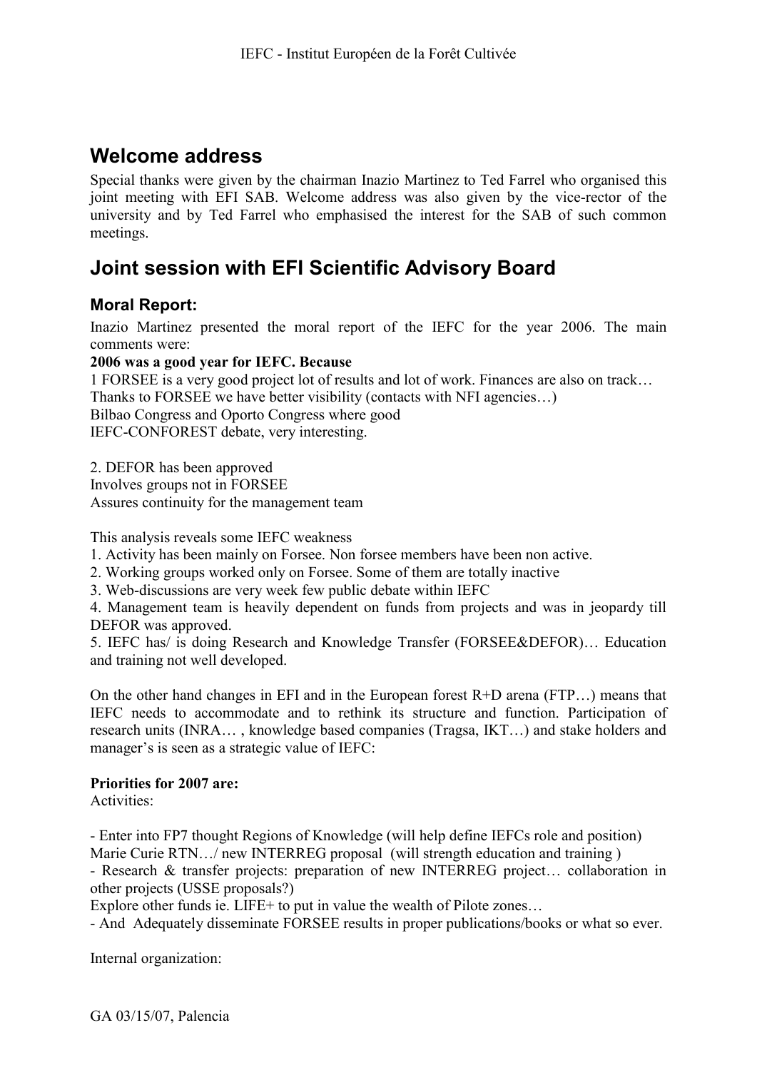## Welcome address

Special thanks were given by the chairman Inazio Martinez to Ted Farrel who organised this joint meeting with EFI SAB. Welcome address was also given by the vice-rector of the university and by Ted Farrel who emphasised the interest for the SAB of such common meetings.

## Joint session with EFI Scientific Advisory Board

### Moral Report:

Inazio Martinez presented the moral report of the IEFC for the year 2006. The main comments were:

**2006 was a good year for IEFC. Because**

1 FORSEE is a very good project lot of results and lot of work. Finances are also on track…
Thanks to FORSEE we have better visibility (contacts with NFI agencies…)
Bilbao Congress and Oporto Congress where good
IEFC-CONFOREST debate, very interesting.

2. DEFOR has been approved
Involves groups not in FORSEE
Assures continuity for the management team

This analysis reveals some IEFC weakness

1. Activity has been mainly on Forsee. Non forsee members have been non active.
2. Working groups worked only on Forsee. Some of them are totally inactive
3. Web-discussions are very week few public debate within IEFC
4. Management team is heavily dependent on funds from projects and was in jeopardy till DEFOR was approved.
5. IEFC has/ is doing Research and Knowledge Transfer (FORSEE&DEFOR)… Education and training not well developed.

On the other hand changes in EFI and in the European forest R+D arena (FTP…) means that IEFC needs to accommodate and to rethink its structure and function. Participation of research units (INRA… , knowledge based companies (Tragsa, IKT…) and stake holders and manager's is seen as a strategic value of IEFC:

**Priorities for 2007 are:**

Activities:

- Enter into FP7 thought Regions of Knowledge (will help define IEFCs role and position)
Marie Curie RTN…/ new INTERREG proposal (will strength education and training )
- Research & transfer projects: preparation of new INTERREG project… collaboration in other projects (USSE proposals?)
Explore other funds ie. LIFE+ to put in value the wealth of Pilote zones…
- And Adequately disseminate FORSEE results in proper publications/books or what so ever.

Internal organization: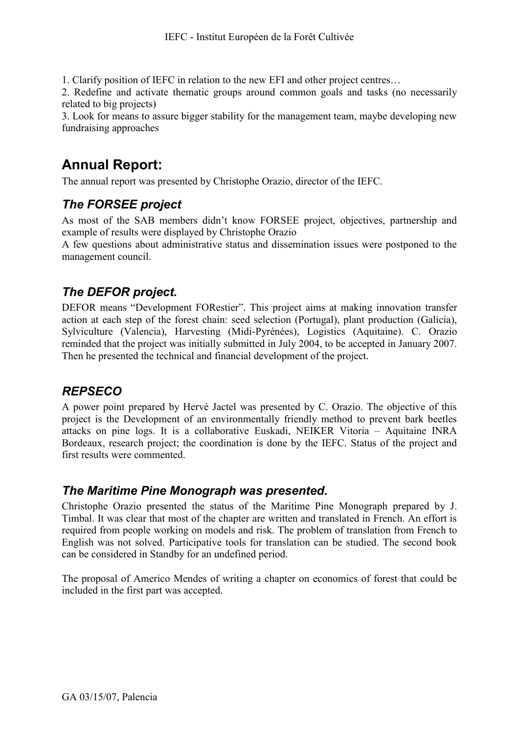1. Clarify position of IEFC in relation to the new EFI and other project centres…
2. Redefine and activate thematic groups around common goals and tasks (no necessarily related to big projects)
3. Look for means to assure bigger stability for the management team, maybe developing new fundraising approaches

## Annual Report:

The annual report was presented by Christophe Orazio, director of the IEFC.

### *The FORSEE project*

As most of the SAB members didn't know FORSEE project, objectives, partnership and example of results were displayed by Christophe Orazio

A few questions about administrative status and dissemination issues were postponed to the management council.

### *The DEFOR project.*

DEFOR means "Development FORestier". This project aims at making innovation transfer action at each step of the forest chain: seed selection (Portugal), plant production (Galicia), Sylviculture (Valencia), Harvesting (Midi-Pyrénées), Logistics (Aquitaine). C. Orazio reminded that the project was initially submitted in July 2004, to be accepted in January 2007. Then he presented the technical and financial development of the project.

### *REPSECO*

A power point prepared by Hervé Jactel was presented by C. Orazio. The objective of this project is the Development of an environmentally friendly method to prevent bark beetles attacks on pine logs. It is a collaborative Euskadi, NEIKER Vitoria – Aquitaine INRA Bordeaux, research project; the coordination is done by the IEFC. Status of the project and first results were commented.

### *The Maritime Pine Monograph was presented.*

Christophe Orazio presented the status of the Maritime Pine Monograph prepared by J. Timbal. It was clear that most of the chapter are written and translated in French. An effort is required from people working on models and risk. The problem of translation from French to English was not solved. Participative tools for translation can be studied. The second book can be considered in Standby for an undefined period.

The proposal of Americo Mendes of writing a chapter on economics of forest that could be included in the first part was accepted.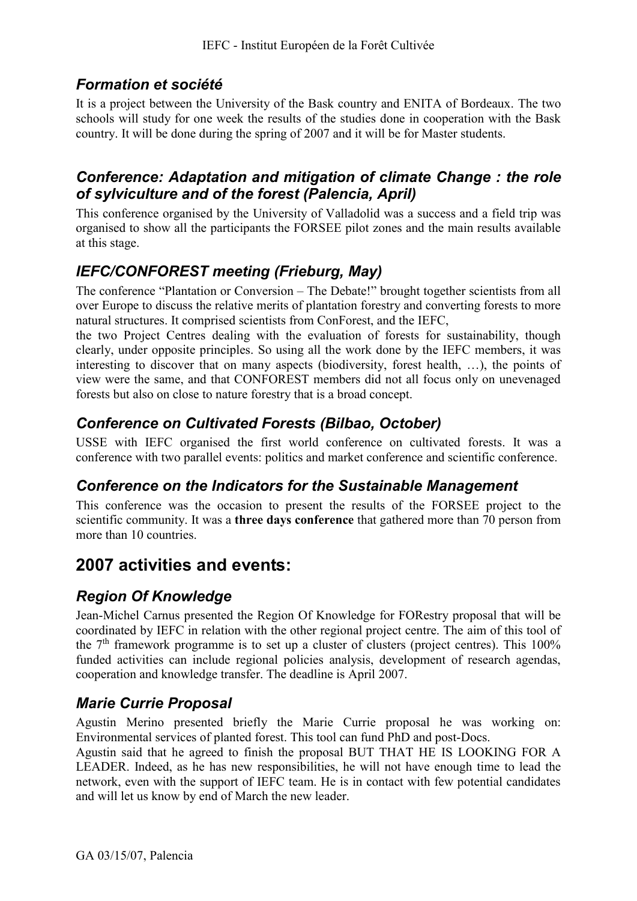### *Formation et société*

It is a project between the University of the Bask country and ENITA of Bordeaux. The two schools will study for one week the results of the studies done in cooperation with the Bask country. It will be done during the spring of 2007 and it will be for Master students.

### *Conference: Adaptation and mitigation of climate Change : the role of sylviculture and of the forest (Palencia, April)*

This conference organised by the University of Valladolid was a success and a field trip was organised to show all the participants the FORSEE pilot zones and the main results available at this stage.

### *IEFC/CONFOREST meeting (Frieburg, May)*

The conference "Plantation or Conversion – The Debate!" brought together scientists from all over Europe to discuss the relative merits of plantation forestry and converting forests to more natural structures. It comprised scientists from ConForest, and the IEFC,

the two Project Centres dealing with the evaluation of forests for sustainability, though clearly, under opposite principles. So using all the work done by the IEFC members, it was interesting to discover that on many aspects (biodiversity, forest health, …), the points of view were the same, and that CONFOREST members did not all focus only on unevenaged forests but also on close to nature forestry that is a broad concept.

### *Conference on Cultivated Forests (Bilbao, October)*

USSE with IEFC organised the first world conference on cultivated forests. It was a conference with two parallel events: politics and market conference and scientific conference.

### *Conference on the Indicators for the Sustainable Management*

This conference was the occasion to present the results of the FORSEE project to the scientific community. It was a **three days conference** that gathered more than 70 person from more than 10 countries.

## 2007 activities and events:

### *Region Of Knowledge*

Jean-Michel Carnus presented the Region Of Knowledge for FORestry proposal that will be coordinated by IEFC in relation with the other regional project centre. The aim of this tool of the 7th framework programme is to set up a cluster of clusters (project centres). This 100% funded activities can include regional policies analysis, development of research agendas, cooperation and knowledge transfer. The deadline is April 2007.

### *Marie Currie Proposal*

Agustin Merino presented briefly the Marie Currie proposal he was working on: Environmental services of planted forest. This tool can fund PhD and post-Docs.

Agustin said that he agreed to finish the proposal BUT THAT HE IS LOOKING FOR A LEADER. Indeed, as he has new responsibilities, he will not have enough time to lead the network, even with the support of IEFC team. He is in contact with few potential candidates and will let us know by end of March the new leader.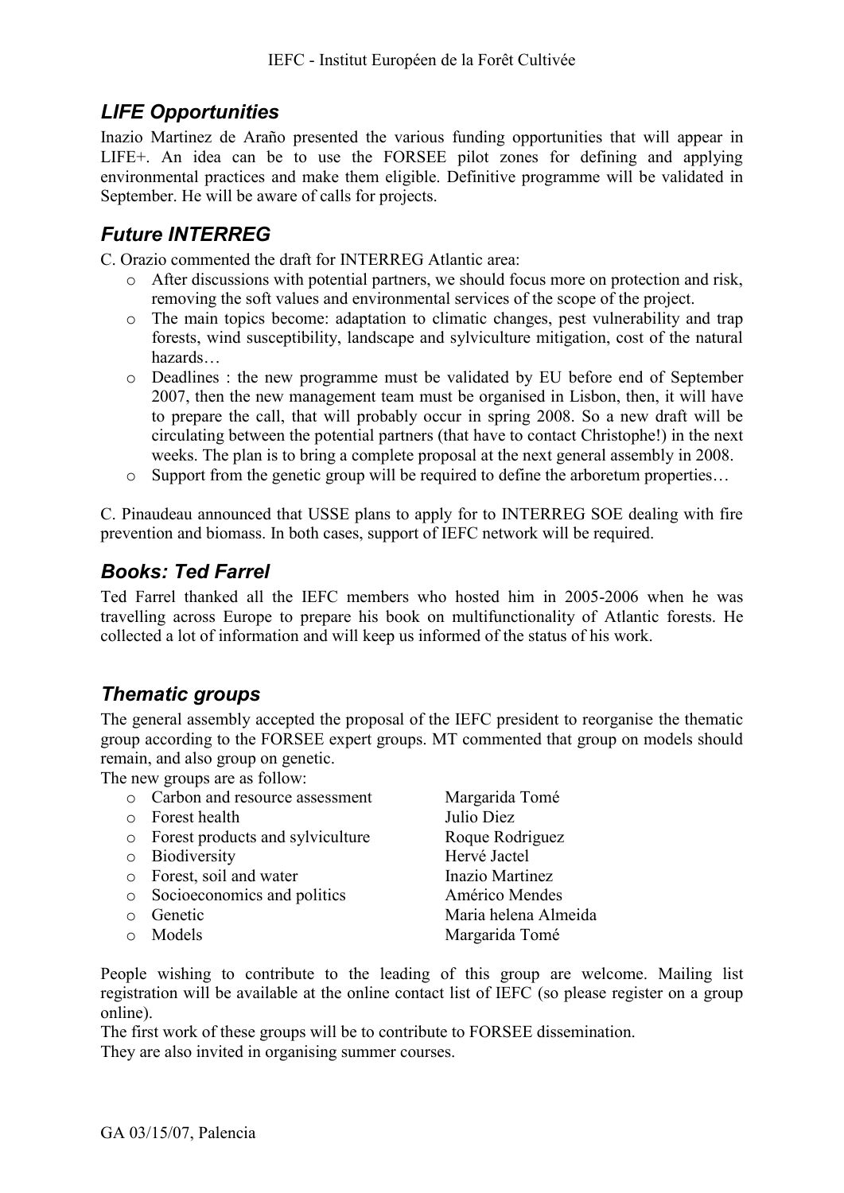## *LIFE Opportunities*

Inazio Martinez de Araño presented the various funding opportunities that will appear in LIFE+. An idea can be to use the FORSEE pilot zones for defining and applying environmental practices and make them eligible. Definitive programme will be validated in September. He will be aware of calls for projects.

## *Future INTERREG*

C. Orazio commented the draft for INTERREG Atlantic area:

- After discussions with potential partners, we should focus more on protection and risk, removing the soft values and environmental services of the scope of the project.
- The main topics become: adaptation to climatic changes, pest vulnerability and trap forests, wind susceptibility, landscape and sylviculture mitigation, cost of the natural hazards…
- Deadlines : the new programme must be validated by EU before end of September 2007, then the new management team must be organised in Lisbon, then, it will have to prepare the call, that will probably occur in spring 2008. So a new draft will be circulating between the potential partners (that have to contact Christophe!) in the next weeks. The plan is to bring a complete proposal at the next general assembly in 2008.
- Support from the genetic group will be required to define the arboretum properties…

C. Pinaudeau announced that USSE plans to apply for to INTERREG SOE dealing with fire prevention and biomass. In both cases, support of IEFC network will be required.

## *Books: Ted Farrel*

Ted Farrel thanked all the IEFC members who hosted him in 2005-2006 when he was travelling across Europe to prepare his book on multifunctionality of Atlantic forests. He collected a lot of information and will keep us informed of the status of his work.

## *Thematic groups*

The general assembly accepted the proposal of the IEFC president to reorganise the thematic group according to the FORSEE expert groups. MT commented that group on models should remain, and also group on genetic.

The new groups are as follow:

- Carbon and resource assessment — Margarida Tomé
- Forest health — Julio Diez
- Forest products and sylviculture — Roque Rodriguez
- Biodiversity — Hervé Jactel
- Forest, soil and water — Inazio Martinez
- Socioeconomics and politics — Américo Mendes
- Genetic — Maria helena Almeida
- Models — Margarida Tomé

People wishing to contribute to the leading of this group are welcome. Mailing list registration will be available at the online contact list of IEFC (so please register on a group online).

The first work of these groups will be to contribute to FORSEE dissemination.

They are also invited in organising summer courses.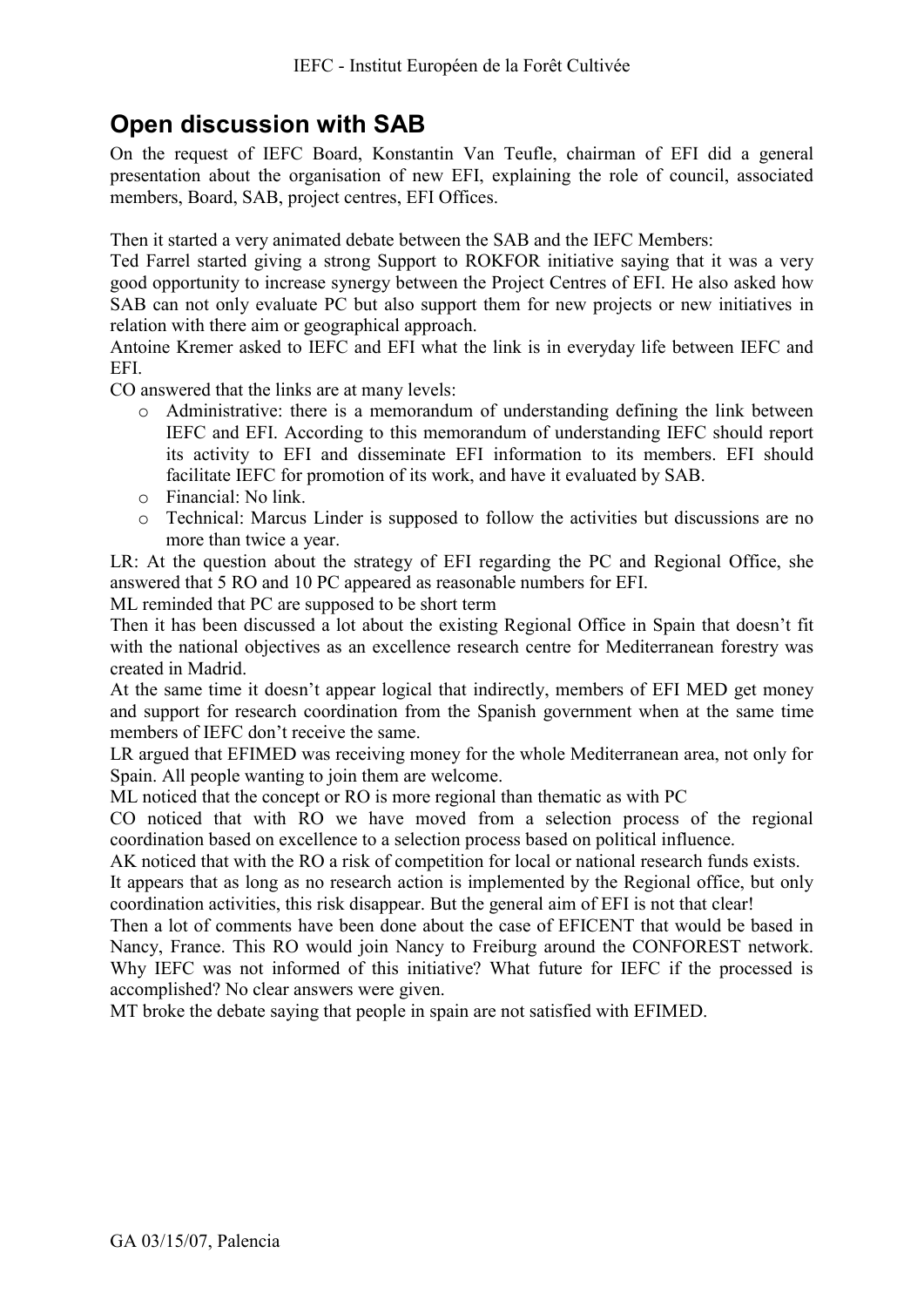## Open discussion with SAB

On the request of IEFC Board, Konstantin Van Teufle, chairman of EFI did a general presentation about the organisation of new EFI, explaining the role of council, associated members, Board, SAB, project centres, EFI Offices.

Then it started a very animated debate between the SAB and the IEFC Members:

Ted Farrel started giving a strong Support to ROKFOR initiative saying that it was a very good opportunity to increase synergy between the Project Centres of EFI. He also asked how SAB can not only evaluate PC but also support them for new projects or new initiatives in relation with there aim or geographical approach.

Antoine Kremer asked to IEFC and EFI what the link is in everyday life between IEFC and EFI.

CO answered that the links are at many levels:

- Administrative: there is a memorandum of understanding defining the link between IEFC and EFI. According to this memorandum of understanding IEFC should report its activity to EFI and disseminate EFI information to its members. EFI should facilitate IEFC for promotion of its work, and have it evaluated by SAB.
- Financial: No link.
- Technical: Marcus Linder is supposed to follow the activities but discussions are no more than twice a year.

LR: At the question about the strategy of EFI regarding the PC and Regional Office, she answered that 5 RO and 10 PC appeared as reasonable numbers for EFI.

ML reminded that PC are supposed to be short term

Then it has been discussed a lot about the existing Regional Office in Spain that doesn't fit with the national objectives as an excellence research centre for Mediterranean forestry was created in Madrid.

At the same time it doesn't appear logical that indirectly, members of EFI MED get money and support for research coordination from the Spanish government when at the same time members of IEFC don't receive the same.

LR argued that EFIMED was receiving money for the whole Mediterranean area, not only for Spain. All people wanting to join them are welcome.

ML noticed that the concept or RO is more regional than thematic as with PC

CO noticed that with RO we have moved from a selection process of the regional coordination based on excellence to a selection process based on political influence.

AK noticed that with the RO a risk of competition for local or national research funds exists.

It appears that as long as no research action is implemented by the Regional office, but only coordination activities, this risk disappear. But the general aim of EFI is not that clear!

Then a lot of comments have been done about the case of EFICENT that would be based in Nancy, France. This RO would join Nancy to Freiburg around the CONFOREST network. Why IEFC was not informed of this initiative? What future for IEFC if the processed is accomplished? No clear answers were given.

MT broke the debate saying that people in spain are not satisfied with EFIMED.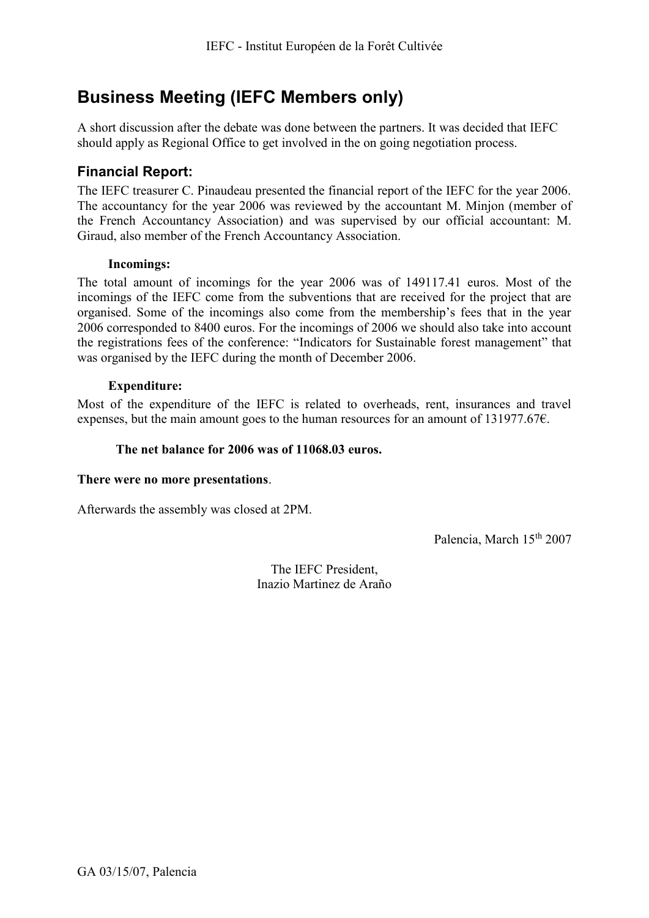## Business Meeting (IEFC Members only)

A short discussion after the debate was done between the partners. It was decided that IEFC should apply as Regional Office to get involved in the on going negotiation process.

### Financial Report:

The IEFC treasurer C. Pinaudeau presented the financial report of the IEFC for the year 2006. The accountancy for the year 2006 was reviewed by the accountant M. Minjon (member of the French Accountancy Association) and was supervised by our official accountant: M. Giraud, also member of the French Accountancy Association.

**Incomings:**

The total amount of incomings for the year 2006 was of 149117.41 euros. Most of the incomings of the IEFC come from the subventions that are received for the project that are organised. Some of the incomings also come from the membership's fees that in the year 2006 corresponded to 8400 euros. For the incomings of 2006 we should also take into account the registrations fees of the conference: "Indicators for Sustainable forest management" that was organised by the IEFC during the month of December 2006.

**Expenditure:**

Most of the expenditure of the IEFC is related to overheads, rent, insurances and travel expenses, but the main amount goes to the human resources for an amount of 131977.67€.

**The net balance for 2006 was of 11068.03 euros.**

**There were no more presentations**.

Afterwards the assembly was closed at 2PM.

Palencia, March 15th 2007

The IEFC President,
Inazio Martinez de Araño